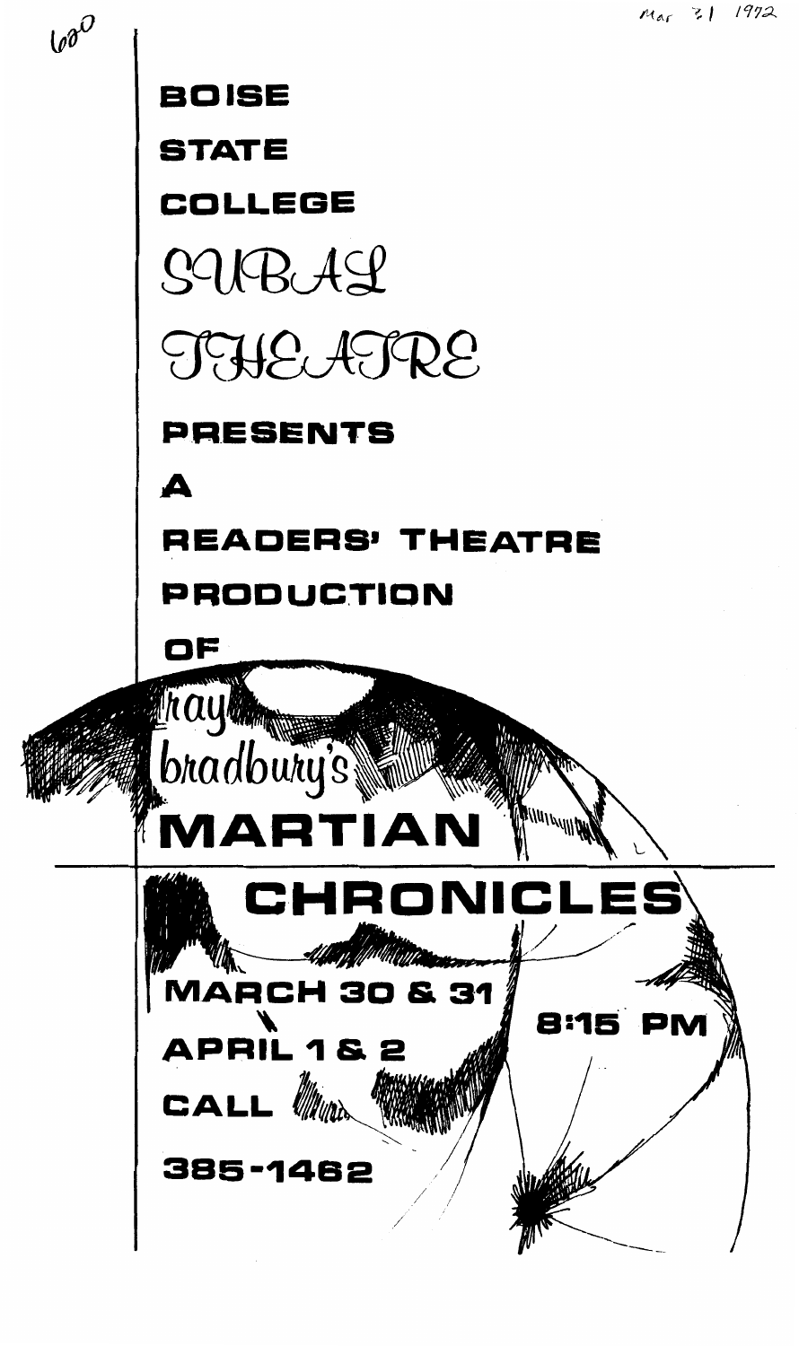600

Mar 31 1972

# BOISE STATE COLLEGE

# SUBAL THEATRE

PRESENTS

A

READERS' THEATRE PRODUCTION

OF

ray bradbury's

# MARTIAN CHRONICLES

MARCH 30 & 31

APRIL 1 & 2

8:15 PM

CALL

385-1462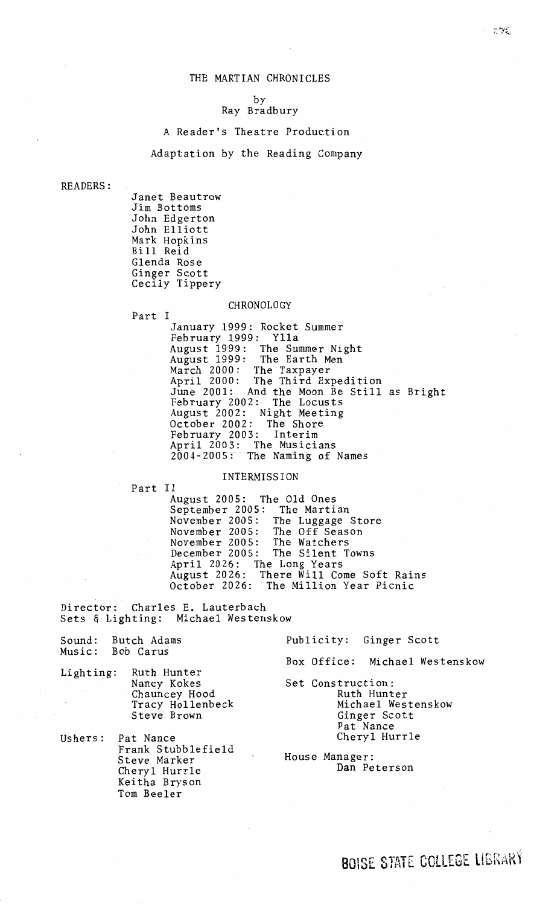# THE MARTIAN CHRONICLES

by
Ray Bradbury

A Reader's Theatre Production

Adaptation by the Reading Company

READERS:

Janet Beautrow
Jim Bottoms
John Edgerton
John Elliott
Mark Hopkins
Bill Reid
Glenda Rose
Ginger Scott
Cecily Tippery

## CHRONOLOGY

Part I

January 1999: Rocket Summer
February 1999: Ylla
August 1999: The Summer Night
August 1999: The Earth Men
March 2000: The Taxpayer
April 2000: The Third Expedition
June 2001: And the Moon Be Still as Bright
February 2002: The Locusts
August 2002: Night Meeting
October 2002: The Shore
February 2003: Interim
April 2003: The Musicians
2004-2005: The Naming of Names

INTERMISSION

Part II

August 2005: The Old Ones
September 2005: The Martian
November 2005: The Luggage Store
November 2005: The Off Season
November 2005: The Watchers
December 2005: The Silent Towns
April 2026: The Long Years
August 2026: There Will Come Soft Rains
October 2026: The Million Year Picnic

Director: Charles E. Lauterbach
Sets & Lighting: Michael Westenskow

Sound: Butch Adams
Music: Bob Carus

Lighting: Ruth Hunter
Nancy Kokes
Chauncey Hood
Tracy Hollenbeck
Steve Brown

Ushers: Pat Nance
Frank Stubblefield
Steve Marker
Cheryl Hurrle
Keitha Bryson
Tom Beeler

Publicity: Ginger Scott

Box Office: Michael Westenskow

Set Construction:
Ruth Hunter
Michael Westenskow
Ginger Scott
Pat Nance
Cheryl Hurrle

House Manager:
Dan Peterson

BOISE STATE COLLEGE LIBRARY